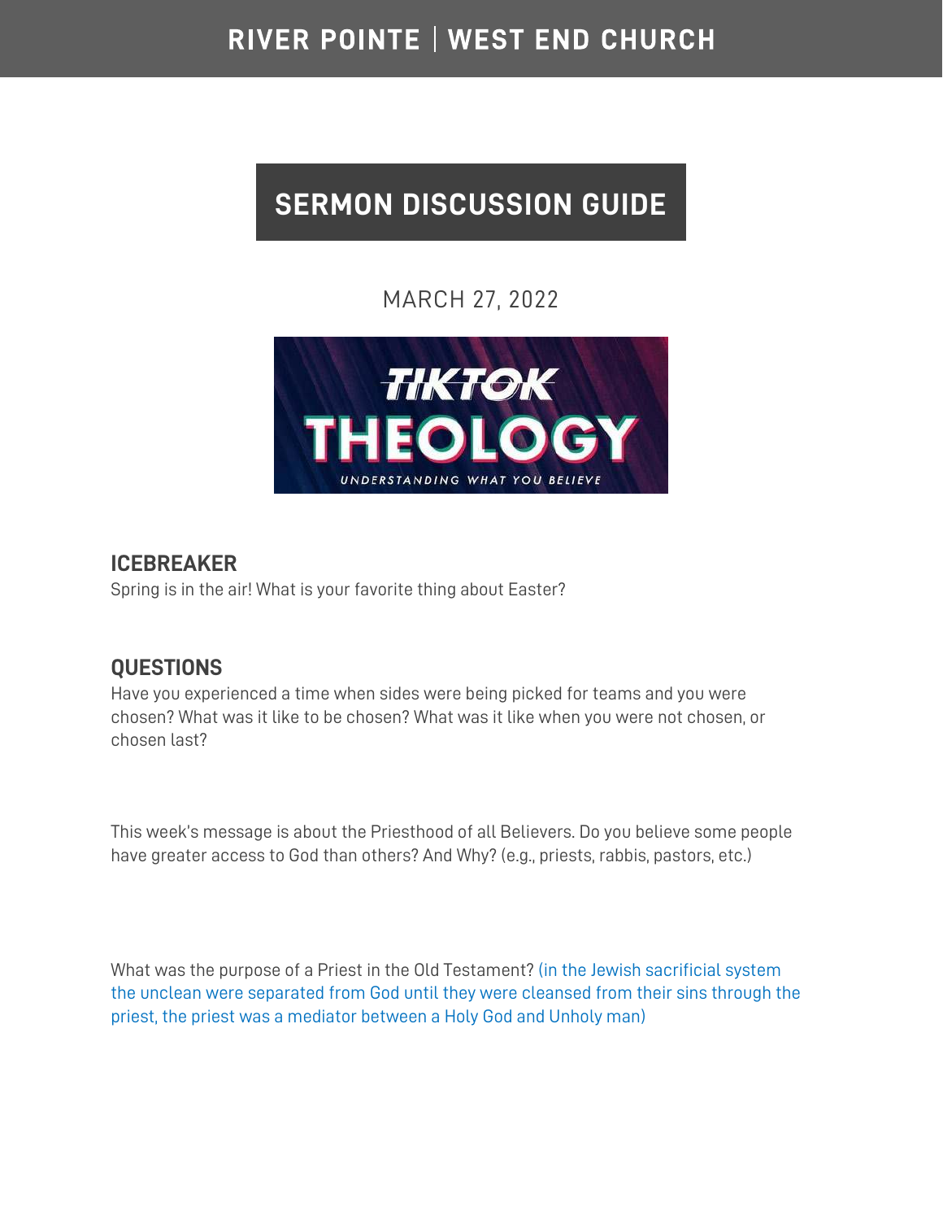# RIVER POINTE | WEST END CHURCH

## SERMON DISCUSSION GUIDE

MARCH 27, 2022

TIKTOK THEOLOGY

UNDERSTANDING WHAT YOU BELIEVE

### ICEBREAKER

Spring is in the air! What is your favorite thing about Easter?

### QUESTIONS

Have you experienced a time when sides were being picked for teams and you were chosen? What was it like to be chosen? What was it like when you were not chosen, or chosen last?

This week's message is about the Priesthood of all Believers. Do you believe some people have greater access to God than others? And Why? (e.g., priests, rabbis, pastors, etc.)

What was the purpose of a Priest in the Old Testament? (in the Jewish sacrificial system the unclean were separated from God until they were cleansed from their sins through the priest, the priest was a mediator between a Holy God and Unholy man)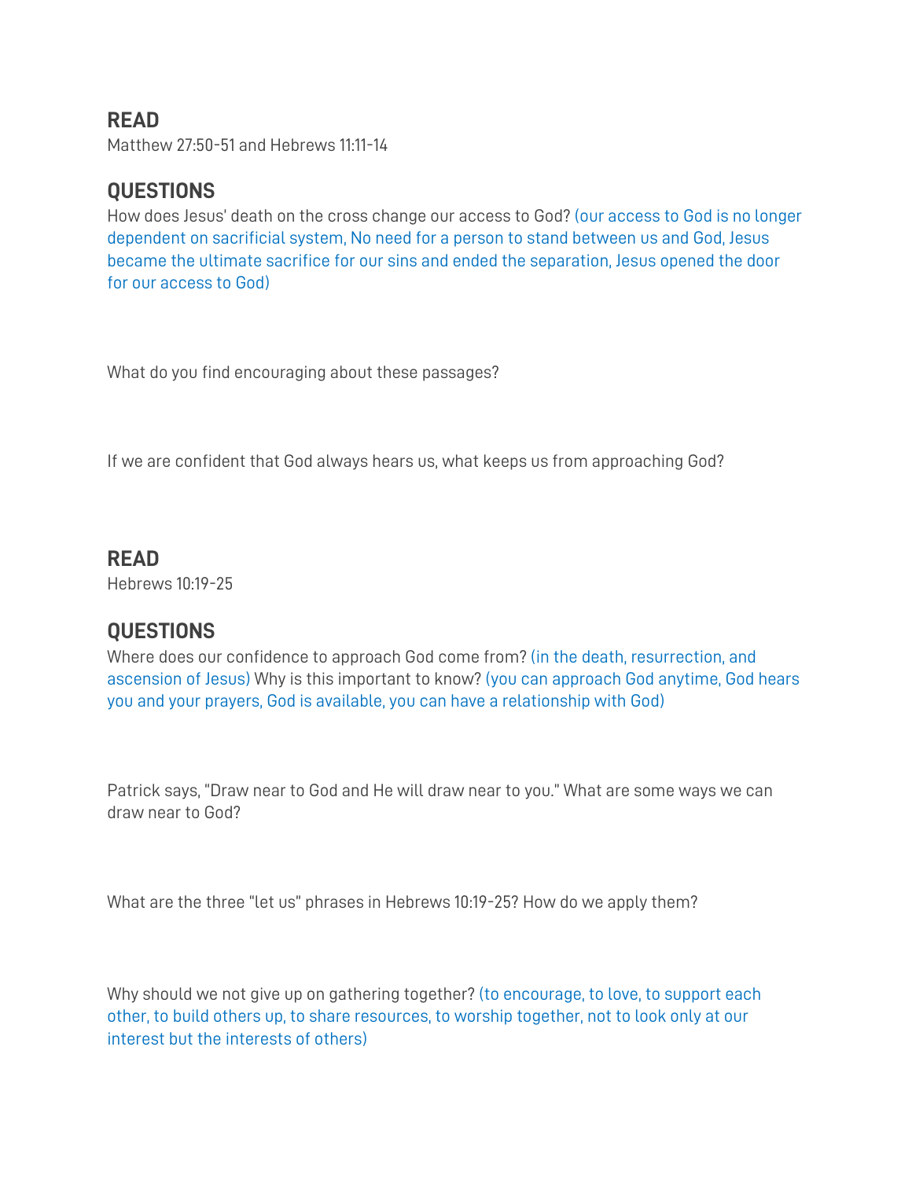## READ

Matthew 27:50-51 and Hebrews 11:11-14

## QUESTIONS

How does Jesus' death on the cross change our access to God? (our access to God is no longer dependent on sacrificial system, No need for a person to stand between us and God, Jesus became the ultimate sacrifice for our sins and ended the separation, Jesus opened the door for our access to God)

What do you find encouraging about these passages?

If we are confident that God always hears us, what keeps us from approaching God?

## READ

Hebrews 10:19-25

## QUESTIONS

Where does our confidence to approach God come from? (in the death, resurrection, and ascension of Jesus) Why is this important to know? (you can approach God anytime, God hears you and your prayers, God is available, you can have a relationship with God)

Patrick says, "Draw near to God and He will draw near to you." What are some ways we can draw near to God?

What are the three "let us" phrases in Hebrews 10:19-25? How do we apply them?

Why should we not give up on gathering together? (to encourage, to love, to support each other, to build others up, to share resources, to worship together, not to look only at our interest but the interests of others)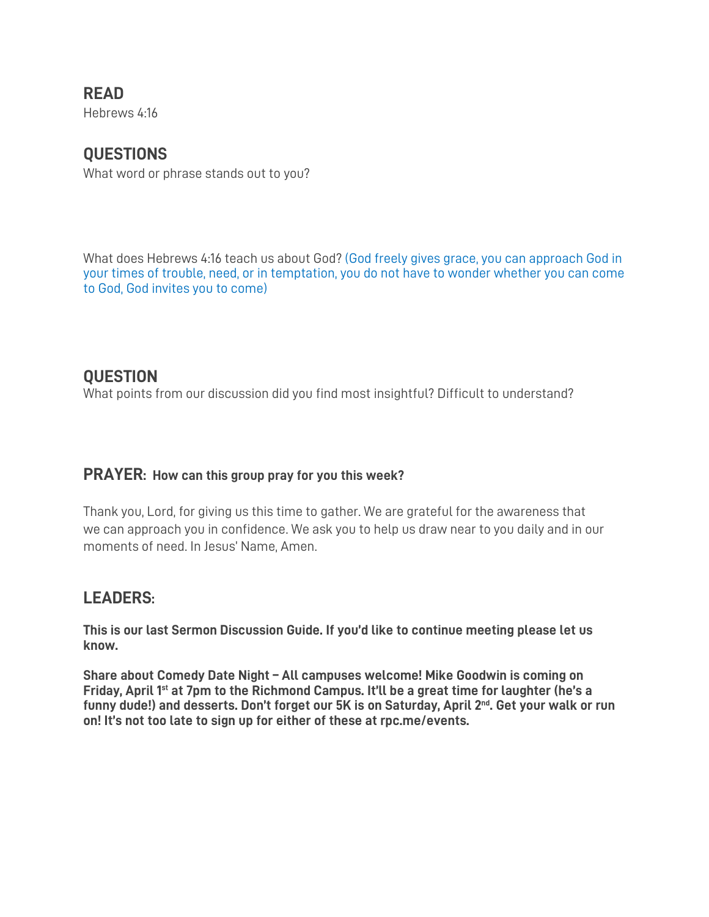## READ

Hebrews 4:16

## QUESTIONS

What word or phrase stands out to you?

What does Hebrews 4:16 teach us about God? (God freely gives grace, you can approach God in your times of trouble, need, or in temptation, you do not have to wonder whether you can come to God, God invites you to come)

## QUESTION

What points from our discussion did you find most insightful? Difficult to understand?

## PRAYER: **How can this group pray for you this week?**

Thank you, Lord, for giving us this time to gather. We are grateful for the awareness that we can approach you in confidence. We ask you to help us draw near to you daily and in our moments of need. In Jesus' Name, Amen.

## LEADERS:

**This is our last Sermon Discussion Guide. If you'd like to continue meeting please let us know.**

**Share about Comedy Date Night – All campuses welcome! Mike Goodwin is coming on Friday, April 1st at 7pm to the Richmond Campus. It'll be a great time for laughter (he's a funny dude!) and desserts. Don't forget our 5K is on Saturday, April 2nd. Get your walk or run on! It's not too late to sign up for either of these at rpc.me/events.**